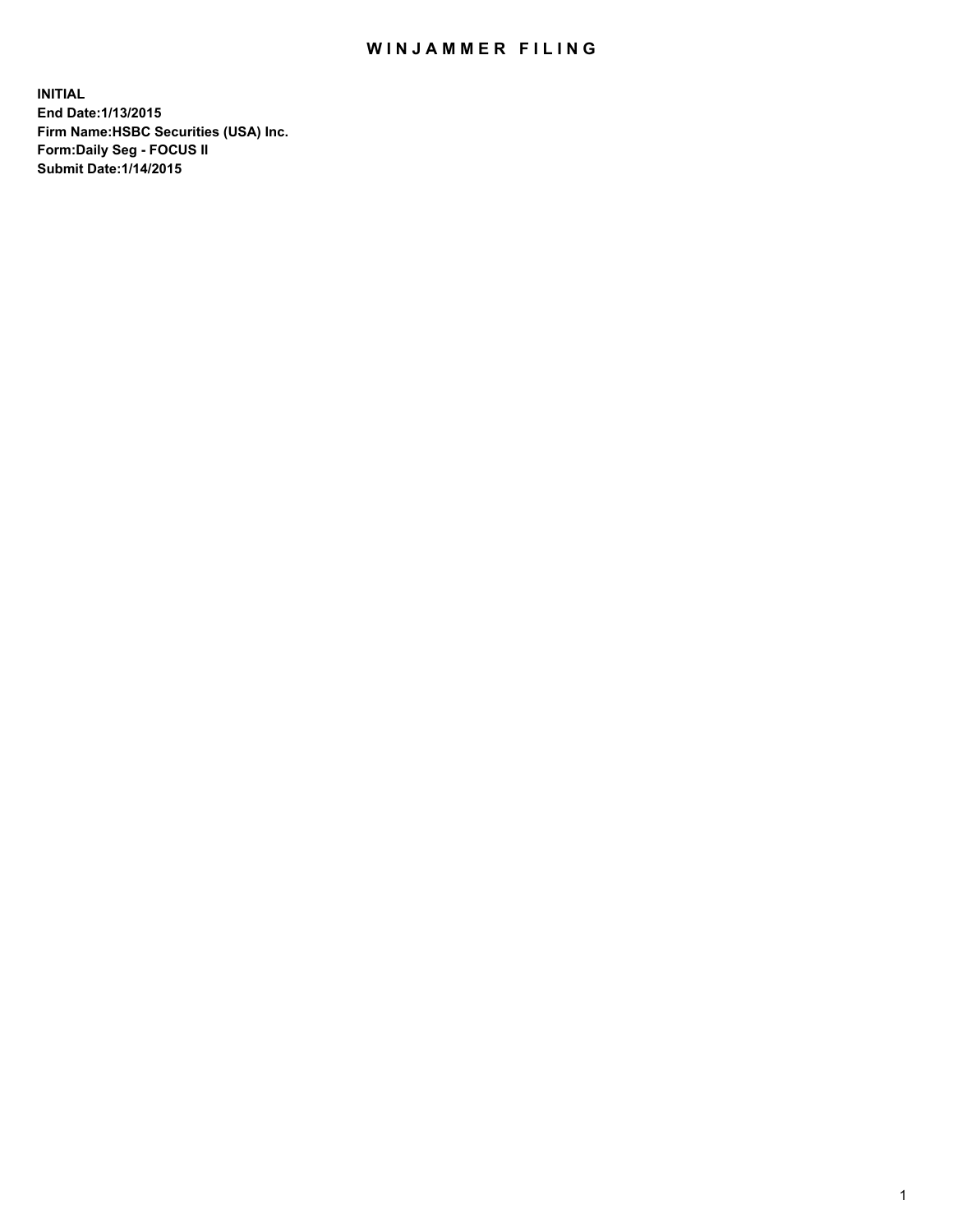# WINJAMMER FILING

**INITIAL**
**End Date:1/13/2015**
**Firm Name:HSBC Securities (USA) Inc.**
**Form:Daily Seg - FOCUS II**
**Submit Date:1/14/2015**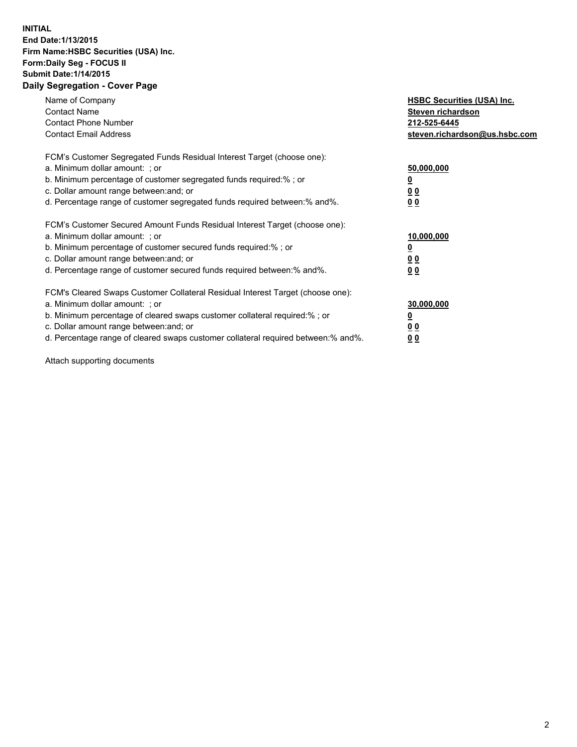**INITIAL**
**End Date:1/13/2015**
**Firm Name:HSBC Securities (USA) Inc.**
**Form:Daily Seg - FOCUS II**
**Submit Date:1/14/2015**

## Daily Segregation - Cover Page

| | |
|---|---|
| Name of Company | **HSBC Securities (USA) Inc.** |
| Contact Name | **Steven richardson** |
| Contact Phone Number | **212-525-6445** |
| Contact Email Address | **steven.richardson@us.hsbc.com** |
| | |
| FCM's Customer Segregated Funds Residual Interest Target (choose one): | |
| a. Minimum dollar amount: ; or | **50,000,000** |
| b. Minimum percentage of customer segregated funds required:% ; or | **0** |
| c. Dollar amount range between:and; or | **0 0** |
| d. Percentage range of customer segregated funds required between:% and%. | **0 0** |
| | |
| FCM's Customer Secured Amount Funds Residual Interest Target (choose one): | |
| a. Minimum dollar amount: ; or | **10,000,000** |
| b. Minimum percentage of customer secured funds required:% ; or | **0** |
| c. Dollar amount range between:and; or | **0 0** |
| d. Percentage range of customer secured funds required between:% and%. | **0 0** |
| | |
| FCM's Cleared Swaps Customer Collateral Residual Interest Target (choose one): | |
| a. Minimum dollar amount: ; or | **30,000,000** |
| b. Minimum percentage of cleared swaps customer collateral required:% ; or | **0** |
| c. Dollar amount range between:and; or | **0 0** |
| d. Percentage range of cleared swaps customer collateral required between:% and%. | **0 0** |

Attach supporting documents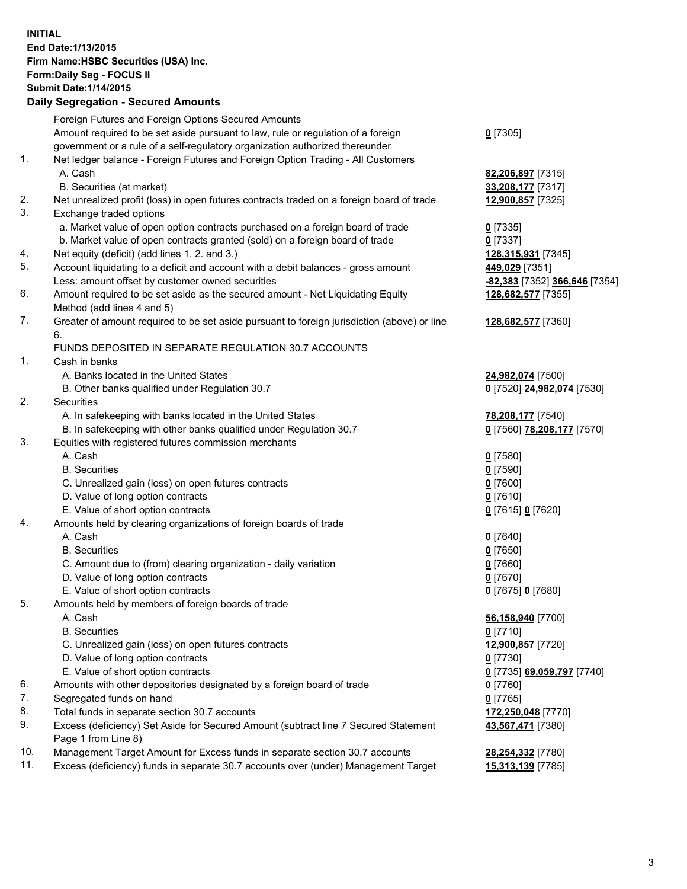**INITIAL**
**End Date:1/13/2015**
**Firm Name:HSBC Securities (USA) Inc.**
**Form:Daily Seg - FOCUS II**
**Submit Date:1/14/2015**

## Daily Segregation - Secured Amounts

| | | |
|---|---|---|
| | Foreign Futures and Foreign Options Secured Amounts | |
| | Amount required to be set aside pursuant to law, rule or regulation of a foreign government or a rule of a self-regulatory organization authorized thereunder | **0** [7305] |
| 1. | Net ledger balance - Foreign Futures and Foreign Option Trading - All Customers | |
| | A. Cash | **82,206,897** [7315] |
| | B. Securities (at market) | **33,208,177** [7317] |
| 2. | Net unrealized profit (loss) in open futures contracts traded on a foreign board of trade | **12,900,857** [7325] |
| 3. | Exchange traded options | |
| | a. Market value of open option contracts purchased on a foreign board of trade | **0** [7335] |
| | b. Market value of open contracts granted (sold) on a foreign board of trade | **0** [7337] |
| 4. | Net equity (deficit) (add lines 1. 2. and 3.) | **128,315,931** [7345] |
| 5. | Account liquidating to a deficit and account with a debit balances - gross amount | **449,029** [7351] |
| | Less: amount offset by customer owned securities | **-82,383** [7352] **366,646** [7354] |
| 6. | Amount required to be set aside as the secured amount - Net Liquidating Equity Method (add lines 4 and 5) | **128,682,577** [7355] |
| 7. | Greater of amount required to be set aside pursuant to foreign jurisdiction (above) or line 6. | **128,682,577** [7360] |
| | FUNDS DEPOSITED IN SEPARATE REGULATION 30.7 ACCOUNTS | |
| 1. | Cash in banks | |
| | A. Banks located in the United States | **24,982,074** [7500] |
| | B. Other banks qualified under Regulation 30.7 | **0** [7520] **24,982,074** [7530] |
| 2. | Securities | |
| | A. In safekeeping with banks located in the United States | **78,208,177** [7540] |
| | B. In safekeeping with other banks qualified under Regulation 30.7 | **0** [7560] **78,208,177** [7570] |
| 3. | Equities with registered futures commission merchants | |
| | A. Cash | **0** [7580] |
| | B. Securities | **0** [7590] |
| | C. Unrealized gain (loss) on open futures contracts | **0** [7600] |
| | D. Value of long option contracts | **0** [7610] |
| | E. Value of short option contracts | **0** [7615] **0** [7620] |
| 4. | Amounts held by clearing organizations of foreign boards of trade | |
| | A. Cash | **0** [7640] |
| | B. Securities | **0** [7650] |
| | C. Amount due to (from) clearing organization - daily variation | **0** [7660] |
| | D. Value of long option contracts | **0** [7670] |
| | E. Value of short option contracts | **0** [7675] **0** [7680] |
| 5. | Amounts held by members of foreign boards of trade | |
| | A. Cash | **56,158,940** [7700] |
| | B. Securities | **0** [7710] |
| | C. Unrealized gain (loss) on open futures contracts | **12,900,857** [7720] |
| | D. Value of long option contracts | **0** [7730] |
| | E. Value of short option contracts | **0** [7735] **69,059,797** [7740] |
| 6. | Amounts with other depositories designated by a foreign board of trade | **0** [7760] |
| 7. | Segregated funds on hand | **0** [7765] |
| 8. | Total funds in separate section 30.7 accounts | **172,250,048** [7770] |
| 9. | Excess (deficiency) Set Aside for Secured Amount (subtract line 7 Secured Statement Page 1 from Line 8) | **43,567,471** [7380] |
| 10. | Management Target Amount for Excess funds in separate section 30.7 accounts | **28,254,332** [7780] |
| 11. | Excess (deficiency) funds in separate 30.7 accounts over (under) Management Target | **15,313,139** [7785] |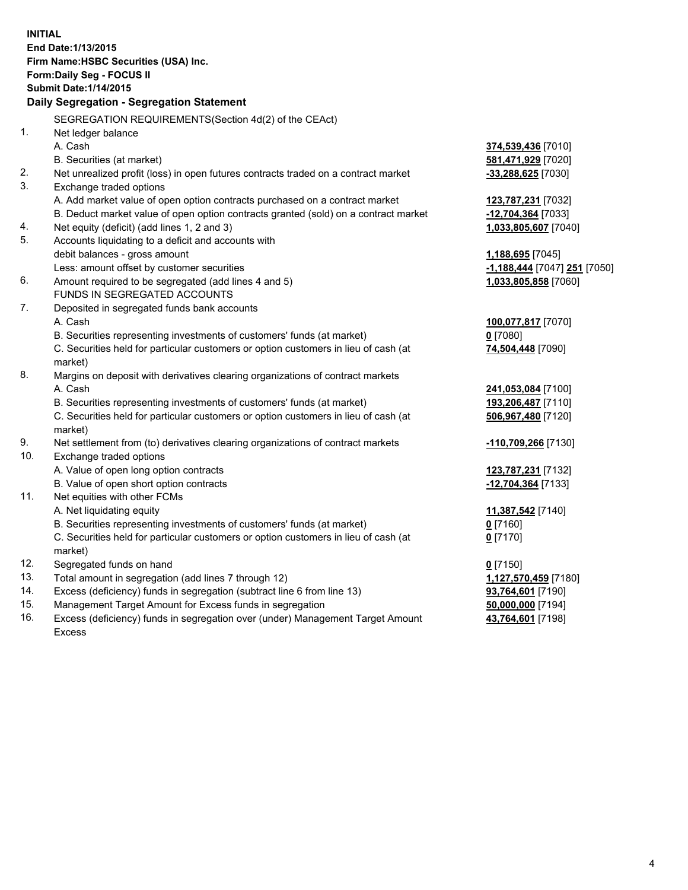**INITIAL**
**End Date:1/13/2015**
**Firm Name:HSBC Securities (USA) Inc.**
**Form:Daily Seg - FOCUS II**
**Submit Date:1/14/2015**

## Daily Segregation - Segregation Statement

| | | |
|---|---|---|
| | SEGREGATION REQUIREMENTS(Section 4d(2) of the CEAct) | |
| 1. | Net ledger balance | |
| | A. Cash | **374,539,436** [7010] |
| | B. Securities (at market) | **581,471,929** [7020] |
| 2. | Net unrealized profit (loss) in open futures contracts traded on a contract market | **-33,288,625** [7030] |
| 3. | Exchange traded options | |
| | A. Add market value of open option contracts purchased on a contract market | **123,787,231** [7032] |
| | B. Deduct market value of open option contracts granted (sold) on a contract market | **-12,704,364** [7033] |
| 4. | Net equity (deficit) (add lines 1, 2 and 3) | **1,033,805,607** [7040] |
| 5. | Accounts liquidating to a deficit and accounts with debit balances - gross amount | **1,188,695** [7045] |
| | Less: amount offset by customer securities | **-1,188,444** [7047] **251** [7050] |
| 6. | Amount required to be segregated (add lines 4 and 5) | **1,033,805,858** [7060] |
| | FUNDS IN SEGREGATED ACCOUNTS | |
| 7. | Deposited in segregated funds bank accounts | |
| | A. Cash | **100,077,817** [7070] |
| | B. Securities representing investments of customers' funds (at market) | **0** [7080] |
| | C. Securities held for particular customers or option customers in lieu of cash (at market) | **74,504,448** [7090] |
| 8. | Margins on deposit with derivatives clearing organizations of contract markets | |
| | A. Cash | **241,053,084** [7100] |
| | B. Securities representing investments of customers' funds (at market) | **193,206,487** [7110] |
| | C. Securities held for particular customers or option customers in lieu of cash (at market) | **506,967,480** [7120] |
| 9. | Net settlement from (to) derivatives clearing organizations of contract markets | **-110,709,266** [7130] |
| 10. | Exchange traded options | |
| | A. Value of open long option contracts | **123,787,231** [7132] |
| | B. Value of open short option contracts | **-12,704,364** [7133] |
| 11. | Net equities with other FCMs | |
| | A. Net liquidating equity | **11,387,542** [7140] |
| | B. Securities representing investments of customers' funds (at market) | **0** [7160] |
| | C. Securities held for particular customers or option customers in lieu of cash (at market) | **0** [7170] |
| 12. | Segregated funds on hand | **0** [7150] |
| 13. | Total amount in segregation (add lines 7 through 12) | **1,127,570,459** [7180] |
| 14. | Excess (deficiency) funds in segregation (subtract line 6 from line 13) | **93,764,601** [7190] |
| 15. | Management Target Amount for Excess funds in segregation | **50,000,000** [7194] |
| 16. | Excess (deficiency) funds in segregation over (under) Management Target Amount Excess | **43,764,601** [7198] |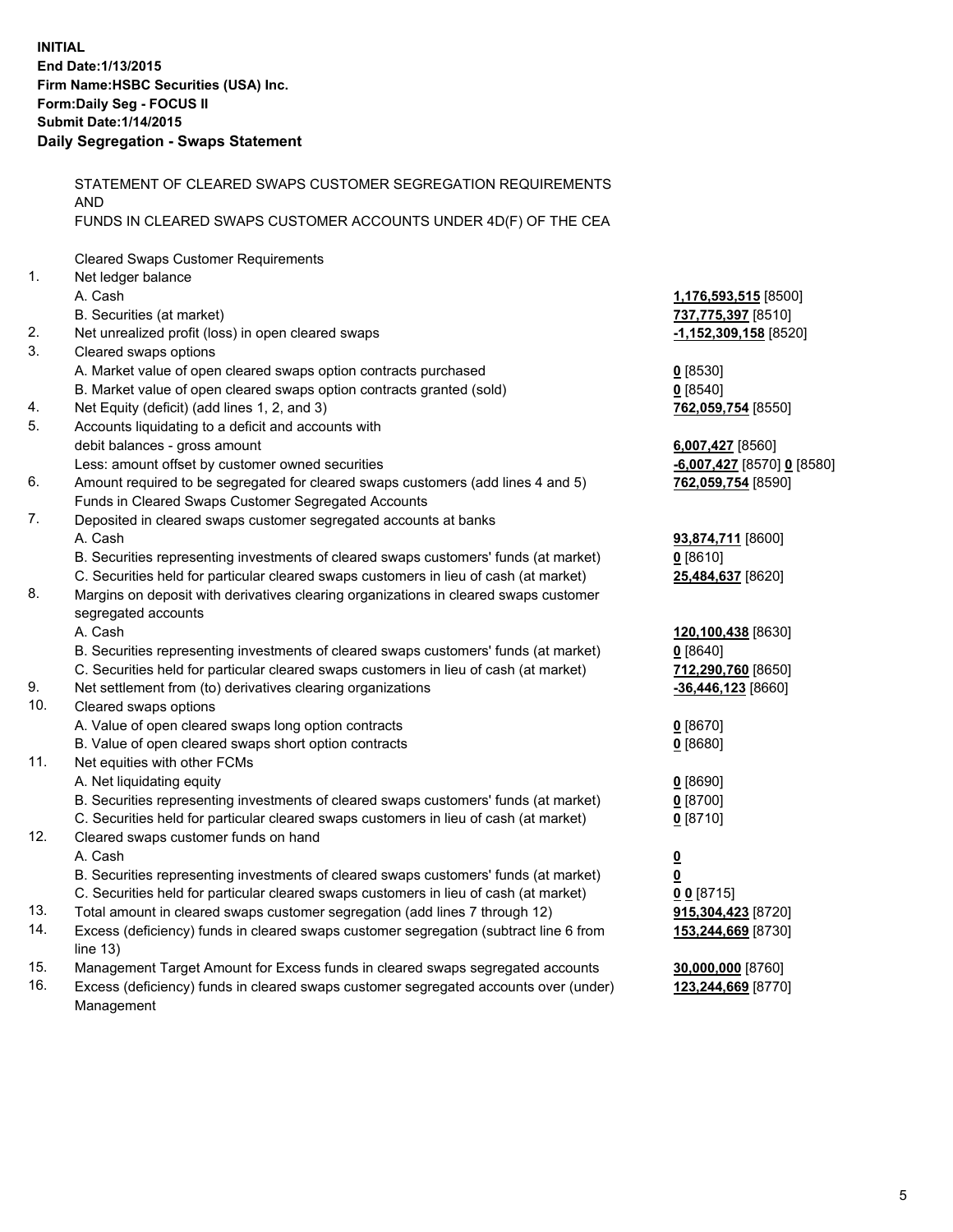**INITIAL**
**End Date:1/13/2015**
**Firm Name:HSBC Securities (USA) Inc.**
**Form:Daily Seg - FOCUS II**
**Submit Date:1/14/2015**
**Daily Segregation - Swaps Statement**

STATEMENT OF CLEARED SWAPS CUSTOMER SEGREGATION REQUIREMENTS AND FUNDS IN CLEARED SWAPS CUSTOMER ACCOUNTS UNDER 4D(F) OF THE CEA

| | | |
|---|---|---|
| | Cleared Swaps Customer Requirements | |
| 1. | Net ledger balance | |
| | A. Cash | **1,176,593,515** [8500] |
| | B. Securities (at market) | **737,775,397** [8510] |
| 2. | Net unrealized profit (loss) in open cleared swaps | **-1,152,309,158** [8520] |
| 3. | Cleared swaps options | |
| | A. Market value of open cleared swaps option contracts purchased | **0** [8530] |
| | B. Market value of open cleared swaps option contracts granted (sold) | **0** [8540] |
| 4. | Net Equity (deficit) (add lines 1, 2, and 3) | **762,059,754** [8550] |
| 5. | Accounts liquidating to a deficit and accounts with debit balances - gross amount | **6,007,427** [8560] |
| | Less: amount offset by customer owned securities | **-6,007,427** [8570] **0** [8580] |
| 6. | Amount required to be segregated for cleared swaps customers (add lines 4 and 5) | **762,059,754** [8590] |
| | Funds in Cleared Swaps Customer Segregated Accounts | |
| 7. | Deposited in cleared swaps customer segregated accounts at banks | |
| | A. Cash | **93,874,711** [8600] |
| | B. Securities representing investments of cleared swaps customers' funds (at market) | **0** [8610] |
| | C. Securities held for particular cleared swaps customers in lieu of cash (at market) | **25,484,637** [8620] |
| 8. | Margins on deposit with derivatives clearing organizations in cleared swaps customer segregated accounts | |
| | A. Cash | **120,100,438** [8630] |
| | B. Securities representing investments of cleared swaps customers' funds (at market) | **0** [8640] |
| | C. Securities held for particular cleared swaps customers in lieu of cash (at market) | **712,290,760** [8650] |
| 9. | Net settlement from (to) derivatives clearing organizations | **-36,446,123** [8660] |
| 10. | Cleared swaps options | |
| | A. Value of open cleared swaps long option contracts | **0** [8670] |
| | B. Value of open cleared swaps short option contracts | **0** [8680] |
| 11. | Net equities with other FCMs | |
| | A. Net liquidating equity | **0** [8690] |
| | B. Securities representing investments of cleared swaps customers' funds (at market) | **0** [8700] |
| | C. Securities held for particular cleared swaps customers in lieu of cash (at market) | **0** [8710] |
| 12. | Cleared swaps customer funds on hand | |
| | A. Cash | **0** |
| | B. Securities representing investments of cleared swaps customers' funds (at market) | **0** |
| | C. Securities held for particular cleared swaps customers in lieu of cash (at market) | **0** **0** [8715] |
| 13. | Total amount in cleared swaps customer segregation (add lines 7 through 12) | **915,304,423** [8720] |
| 14. | Excess (deficiency) funds in cleared swaps customer segregation (subtract line 6 from line 13) | **153,244,669** [8730] |
| 15. | Management Target Amount for Excess funds in cleared swaps segregated accounts | **30,000,000** [8760] |
| 16. | Excess (deficiency) funds in cleared swaps customer segregated accounts over (under) Management | **123,244,669** [8770] |